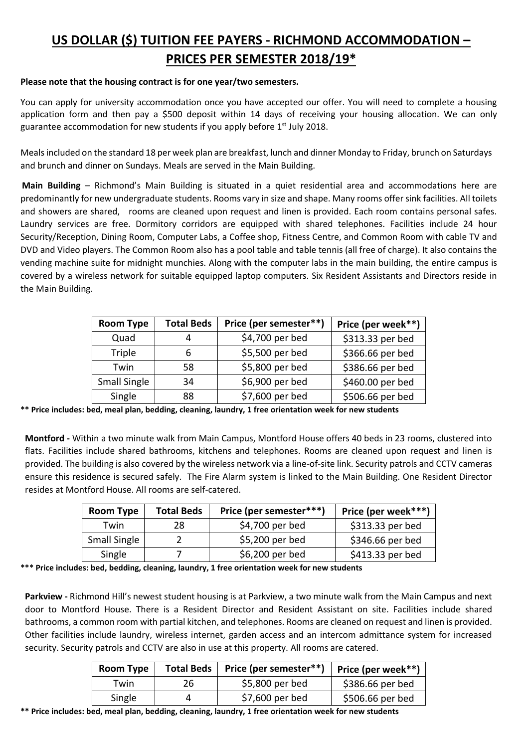# US DOLLAR ($) TUITION FEE PAYERS - RICHMOND ACCOMMODATION – PRICES PER SEMESTER 2018/19*

**Please note that the housing contract is for one year/two semesters.**

You can apply for university accommodation once you have accepted our offer. You will need to complete a housing application form and then pay a $500 deposit within 14 days of receiving your housing allocation. We can only guarantee accommodation for new students if you apply before 1st July 2018.

Meals included on the standard 18 per week plan are breakfast, lunch and dinner Monday to Friday, brunch on Saturdays and brunch and dinner on Sundays. Meals are served in the Main Building.

**Main Building** – Richmond's Main Building is situated in a quiet residential area and accommodations here are predominantly for new undergraduate students. Rooms vary in size and shape. Many rooms offer sink facilities. All toilets and showers are shared, rooms are cleaned upon request and linen is provided. Each room contains personal safes. Laundry services are free. Dormitory corridors are equipped with shared telephones. Facilities include 24 hour Security/Reception, Dining Room, Computer Labs, a Coffee shop, Fitness Centre, and Common Room with cable TV and DVD and Video players. The Common Room also has a pool table and table tennis (all free of charge). It also contains the vending machine suite for midnight munchies. Along with the computer labs in the main building, the entire campus is covered by a wireless network for suitable equipped laptop computers. Six Resident Assistants and Directors reside in the Main Building.

| Room Type | Total Beds | Price (per semester**) | Price (per week**) |
|---|---|---|---|
| Quad | 4 | $4,700 per bed | $313.33 per bed |
| Triple | 6 | $5,500 per bed | $366.66 per bed |
| Twin | 58 | $5,800 per bed | $386.66 per bed |
| Small Single | 34 | $6,900 per bed | $460.00 per bed |
| Single | 88 | $7,600 per bed | $506.66 per bed |

**\*\* Price includes: bed, meal plan, bedding, cleaning, laundry, 1 free orientation week for new students**

**Montford -** Within a two minute walk from Main Campus, Montford House offers 40 beds in 23 rooms, clustered into flats. Facilities include shared bathrooms, kitchens and telephones. Rooms are cleaned upon request and linen is provided. The building is also covered by the wireless network via a line-of-site link. Security patrols and CCTV cameras ensure this residence is secured safely. The Fire Alarm system is linked to the Main Building. One Resident Director resides at Montford House. All rooms are self-catered.

| Room Type | Total Beds | Price (per semester***) | Price (per week***) |
|---|---|---|---|
| Twin | 28 | $4,700 per bed | $313.33 per bed |
| Small Single | 2 | $5,200 per bed | $346.66 per bed |
| Single | 7 | $6,200 per bed | $413.33 per bed |

**\*\*\* Price includes: bed, bedding, cleaning, laundry, 1 free orientation week for new students**

**Parkview -** Richmond Hill's newest student housing is at Parkview, a two minute walk from the Main Campus and next door to Montford House. There is a Resident Director and Resident Assistant on site. Facilities include shared bathrooms, a common room with partial kitchen, and telephones. Rooms are cleaned on request and linen is provided. Other facilities include laundry, wireless internet, garden access and an intercom admittance system for increased security. Security patrols and CCTV are also in use at this property. All rooms are catered.

| Room Type | Total Beds | Price (per semester**) | Price (per week**) |
|---|---|---|---|
| Twin | 26 | $5,800 per bed | $386.66 per bed |
| Single | 4 | $7,600 per bed | $506.66 per bed |

**\*\* Price includes: bed, meal plan, bedding, cleaning, laundry, 1 free orientation week for new students**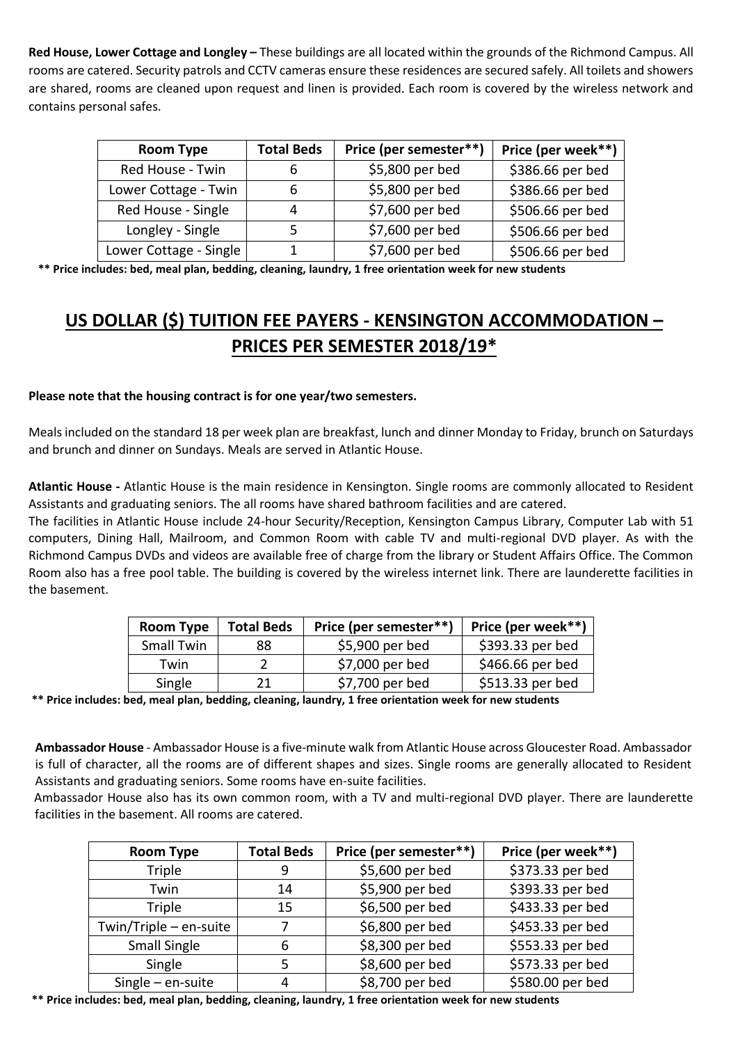**Red House, Lower Cottage and Longley –** These buildings are all located within the grounds of the Richmond Campus. All rooms are catered. Security patrols and CCTV cameras ensure these residences are secured safely. All toilets and showers are shared, rooms are cleaned upon request and linen is provided. Each room is covered by the wireless network and contains personal safes.

| Room Type | Total Beds | Price (per semester**) | Price (per week**) |
|---|---|---|---|
| Red House - Twin | 6 | $5,800 per bed | $386.66 per bed |
| Lower Cottage - Twin | 6 | $5,800 per bed | $386.66 per bed |
| Red House - Single | 4 | $7,600 per bed | $506.66 per bed |
| Longley - Single | 5 | $7,600 per bed | $506.66 per bed |
| Lower Cottage - Single | 1 | $7,600 per bed | $506.66 per bed |

**** Price includes: bed, meal plan, bedding, cleaning, laundry, 1 free orientation week for new students**

## US DOLLAR ($) TUITION FEE PAYERS - KENSINGTON ACCOMMODATION – PRICES PER SEMESTER 2018/19*

**Please note that the housing contract is for one year/two semesters.**

Meals included on the standard 18 per week plan are breakfast, lunch and dinner Monday to Friday, brunch on Saturdays and brunch and dinner on Sundays. Meals are served in Atlantic House.

**Atlantic House -** Atlantic House is the main residence in Kensington. Single rooms are commonly allocated to Resident Assistants and graduating seniors. The all rooms have shared bathroom facilities and are catered.
The facilities in Atlantic House include 24-hour Security/Reception, Kensington Campus Library, Computer Lab with 51 computers, Dining Hall, Mailroom, and Common Room with cable TV and multi-regional DVD player. As with the Richmond Campus DVDs and videos are available free of charge from the library or Student Affairs Office. The Common Room also has a free pool table. The building is covered by the wireless internet link. There are launderette facilities in the basement.

| Room Type | Total Beds | Price (per semester**) | Price (per week**) |
|---|---|---|---|
| Small Twin | 88 | $5,900 per bed | $393.33 per bed |
| Twin | 2 | $7,000 per bed | $466.66 per bed |
| Single | 21 | $7,700 per bed | $513.33 per bed |

**** Price includes: bed, meal plan, bedding, cleaning, laundry, 1 free orientation week for new students**

**Ambassador House** - Ambassador House is a five-minute walk from Atlantic House across Gloucester Road. Ambassador is full of character, all the rooms are of different shapes and sizes. Single rooms are generally allocated to Resident Assistants and graduating seniors. Some rooms have en-suite facilities.
Ambassador House also has its own common room, with a TV and multi-regional DVD player. There are launderette facilities in the basement. All rooms are catered.

| Room Type | Total Beds | Price (per semester**) | Price (per week**) |
|---|---|---|---|
| Triple | 9 | $5,600 per bed | $373.33 per bed |
| Twin | 14 | $5,900 per bed | $393.33 per bed |
| Triple | 15 | $6,500 per bed | $433.33 per bed |
| Twin/Triple – en-suite | 7 | $6,800 per bed | $453.33 per bed |
| Small Single | 6 | $8,300 per bed | $553.33 per bed |
| Single | 5 | $8,600 per bed | $573.33 per bed |
| Single – en-suite | 4 | $8,700 per bed | $580.00 per bed |

**** Price includes: bed, meal plan, bedding, cleaning, laundry, 1 free orientation week for new students**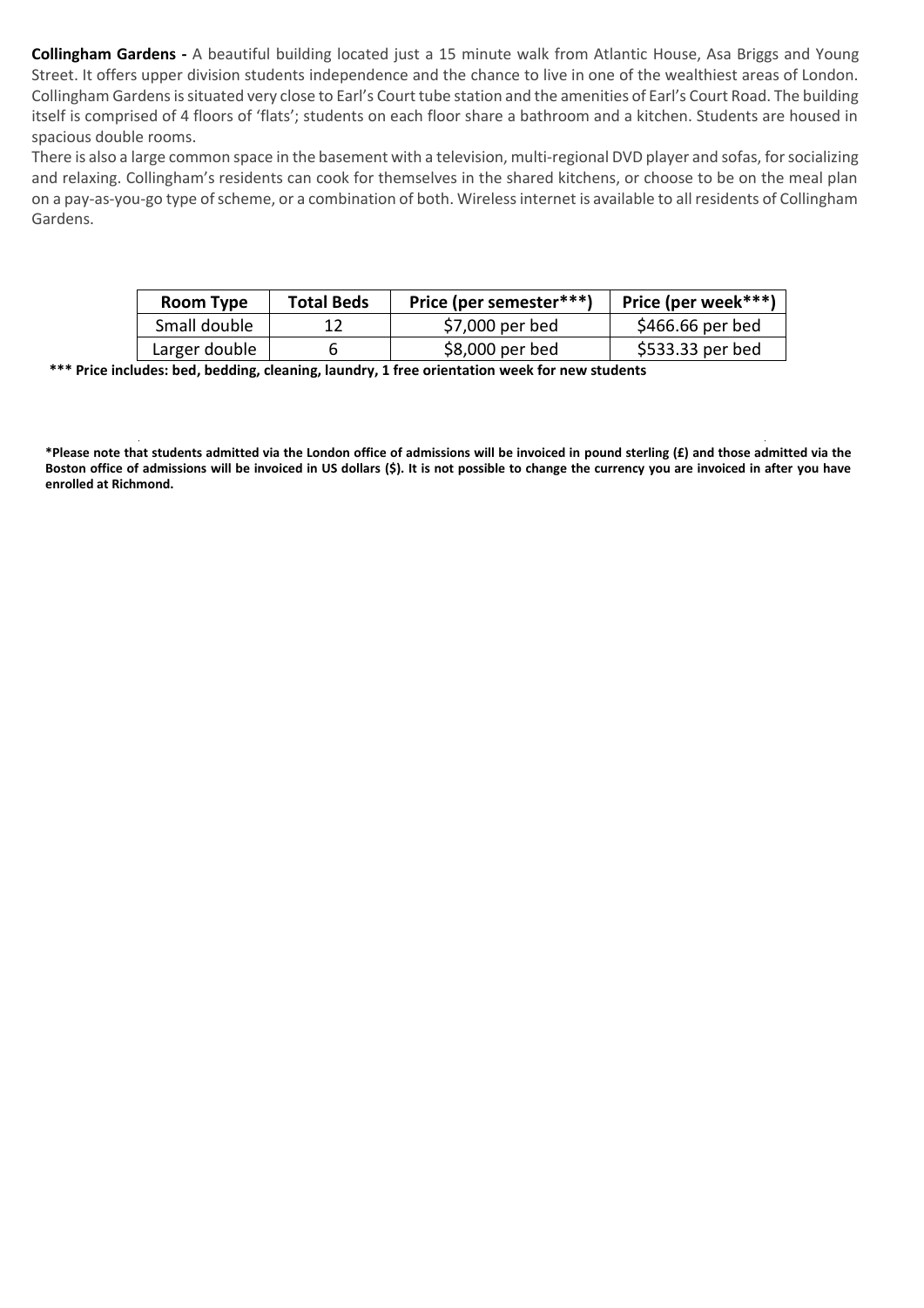**Collingham Gardens -** A beautiful building located just a 15 minute walk from Atlantic House, Asa Briggs and Young Street. It offers upper division students independence and the chance to live in one of the wealthiest areas of London. Collingham Gardens is situated very close to Earl's Court tube station and the amenities of Earl's Court Road. The building itself is comprised of 4 floors of 'flats'; students on each floor share a bathroom and a kitchen. Students are housed in spacious double rooms.

There is also a large common space in the basement with a television, multi-regional DVD player and sofas, for socializing and relaxing. Collingham's residents can cook for themselves in the shared kitchens, or choose to be on the meal plan on a pay-as-you-go type of scheme, or a combination of both. Wireless internet is available to all residents of Collingham Gardens.

| Room Type | Total Beds | Price (per semester***) | Price (per week***) |
|---|---|---|---|
| Small double | 12 | $7,000 per bed | $466.66 per bed |
| Larger double | 6 | $8,000 per bed | $533.33 per bed |

**\*\*\* Price includes: bed, bedding, cleaning, laundry, 1 free orientation week for new students**

**\*Please note that students admitted via the London office of admissions will be invoiced in pound sterling (£) and those admitted via the Boston office of admissions will be invoiced in US dollars ($). It is not possible to change the currency you are invoiced in after you have enrolled at Richmond.**